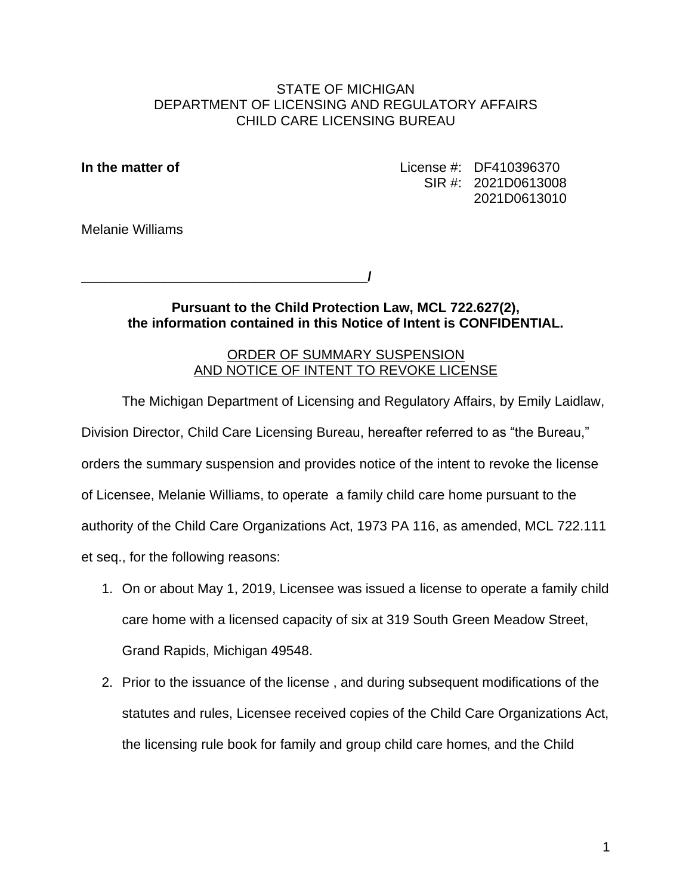STATE OF MICHIGAN
DEPARTMENT OF LICENSING AND REGULATORY AFFAIRS
CHILD CARE LICENSING BUREAU

**In the matter of**

License #: DF410396370
SIR #: 2021D0613008
2021D0613010

Melanie Williams

______________________________________/

**Pursuant to the Child Protection Law, MCL 722.627(2), the information contained in this Notice of Intent is CONFIDENTIAL.**

ORDER OF SUMMARY SUSPENSION
AND NOTICE OF INTENT TO REVOKE LICENSE

The Michigan Department of Licensing and Regulatory Affairs, by Emily Laidlaw, Division Director, Child Care Licensing Bureau, hereafter referred to as "the Bureau," orders the summary suspension and provides notice of the intent to revoke the license of Licensee, Melanie Williams, to operate a family child care home pursuant to the authority of the Child Care Organizations Act, 1973 PA 116, as amended, MCL 722.111 et seq., for the following reasons:

1. On or about May 1, 2019, Licensee was issued a license to operate a family child care home with a licensed capacity of six at 319 South Green Meadow Street, Grand Rapids, Michigan 49548.
2. Prior to the issuance of the license , and during subsequent modifications of the statutes and rules, Licensee received copies of the Child Care Organizations Act, the licensing rule book for family and group child care homes, and the Child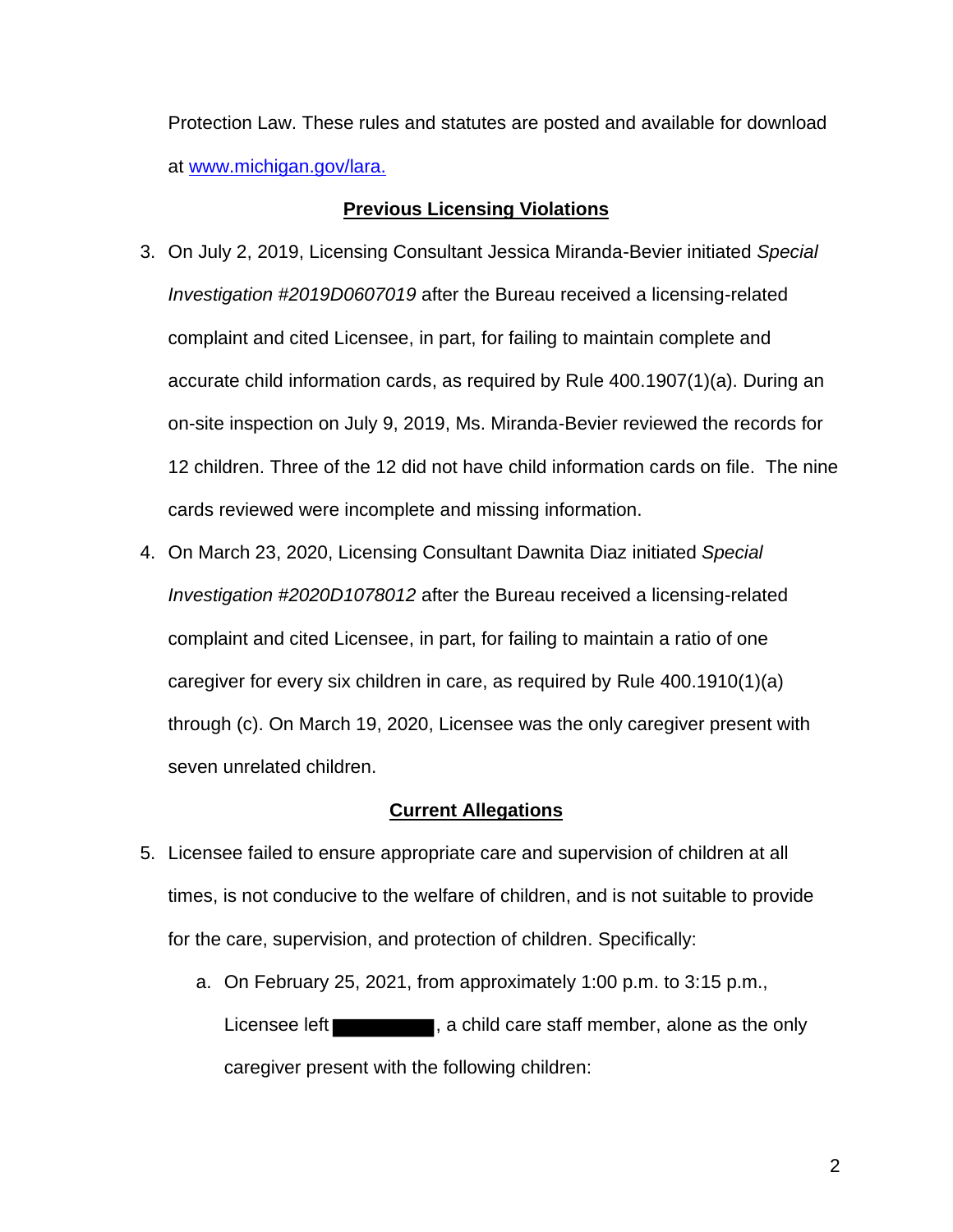Protection Law. These rules and statutes are posted and available for download at [www.michigan.gov/lara.](www.michigan.gov/lara)

## Previous Licensing Violations

3. On July 2, 2019, Licensing Consultant Jessica Miranda-Bevier initiated *Special Investigation #2019D0607019* after the Bureau received a licensing-related complaint and cited Licensee, in part, for failing to maintain complete and accurate child information cards, as required by Rule 400.1907(1)(a). During an on-site inspection on July 9, 2019, Ms. Miranda-Bevier reviewed the records for 12 children. Three of the 12 did not have child information cards on file. The nine cards reviewed were incomplete and missing information.

4. On March 23, 2020, Licensing Consultant Dawnita Diaz initiated *Special Investigation #2020D1078012* after the Bureau received a licensing-related complaint and cited Licensee, in part, for failing to maintain a ratio of one caregiver for every six children in care, as required by Rule 400.1910(1)(a) through (c). On March 19, 2020, Licensee was the only caregiver present with seven unrelated children.

## Current Allegations

5. Licensee failed to ensure appropriate care and supervision of children at all times, is not conducive to the welfare of children, and is not suitable to provide for the care, supervision, and protection of children. Specifically:

   a. On February 25, 2021, from approximately 1:00 p.m. to 3:15 p.m., Licensee left [REDACTED], a child care staff member, alone as the only caregiver present with the following children: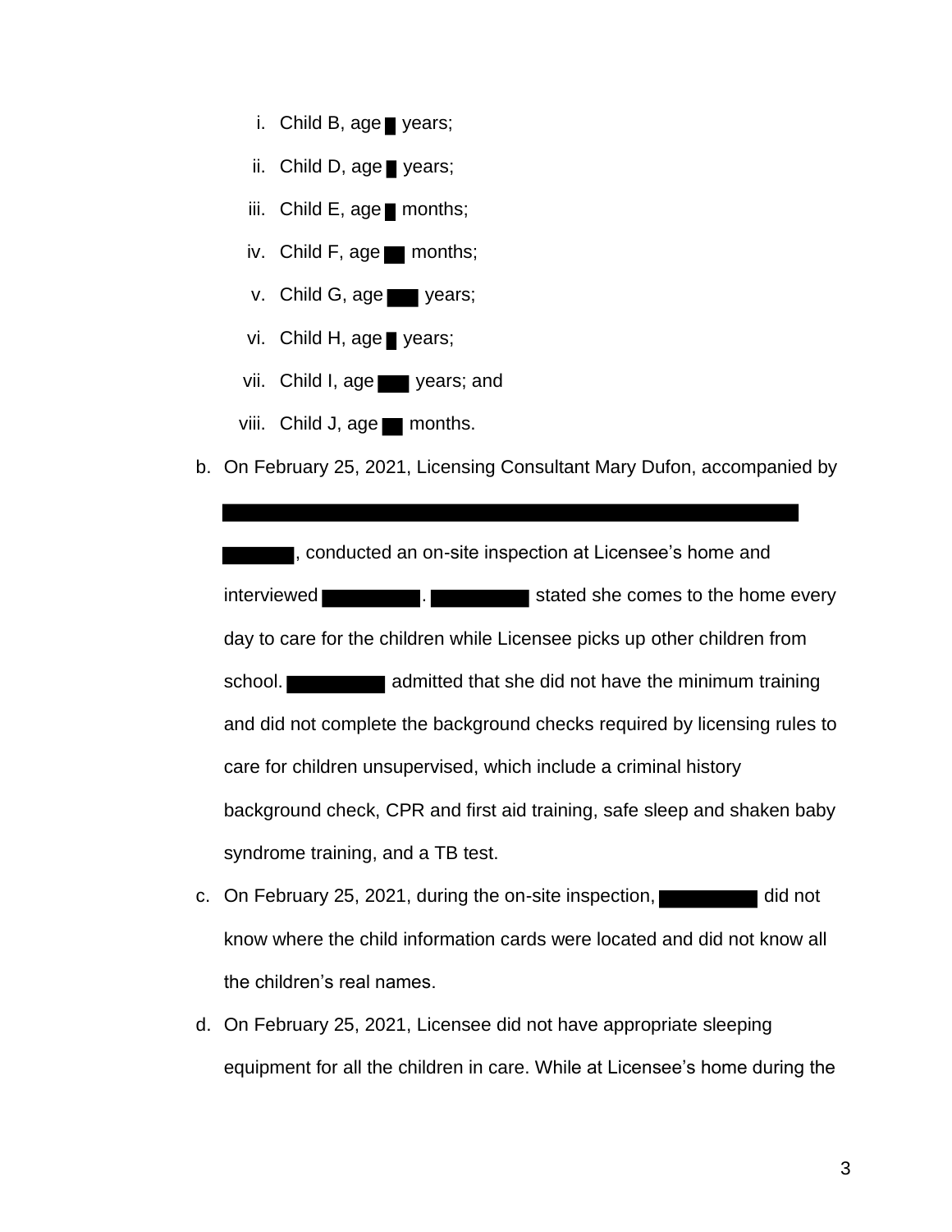i. Child B, age ██ years;

   ii. Child D, age ██ years;

   iii. Child E, age ██ months;

   iv. Child F, age ██ months;

   v. Child G, age ██ years;

   vi. Child H, age ██ years;

   vii. Child I, age ██ years; and

   viii. Child J, age ██ months.

b. On February 25, 2021, Licensing Consultant Mary Dufon, accompanied by ██████████████████████████████████████ ██████, conducted an on-site inspection at Licensee's home and interviewed ██████████. ██████████ stated she comes to the home every day to care for the children while Licensee picks up other children from school. ██████████ admitted that she did not have the minimum training and did not complete the background checks required by licensing rules to care for children unsupervised, which include a criminal history background check, CPR and first aid training, safe sleep and shaken baby syndrome training, and a TB test.

c. On February 25, 2021, during the on-site inspection, ██████████ did not know where the child information cards were located and did not know all the children's real names.

d. On February 25, 2021, Licensee did not have appropriate sleeping equipment for all the children in care. While at Licensee's home during the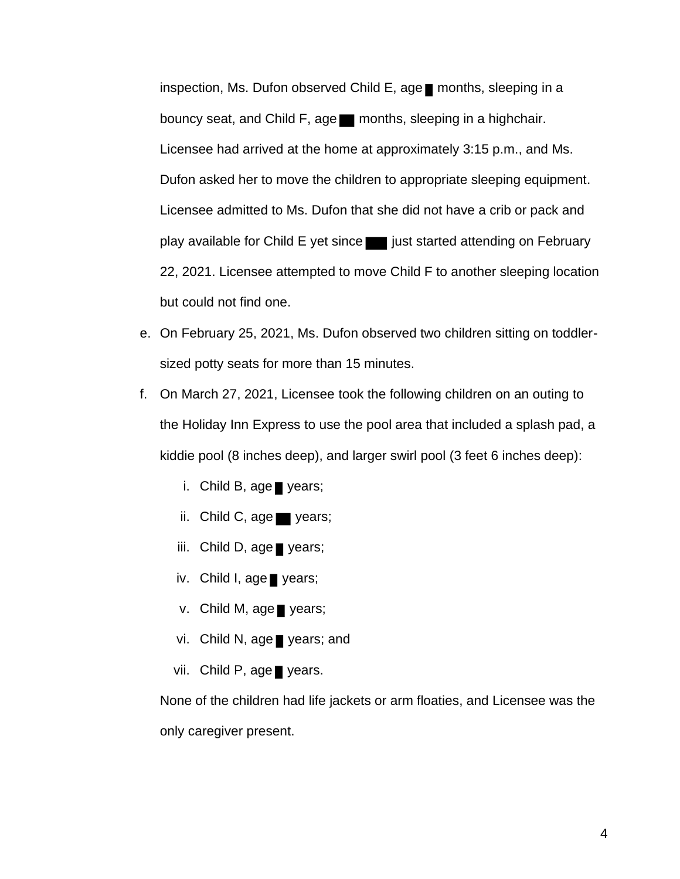inspection, Ms. Dufon observed Child E, age █ months, sleeping in a bouncy seat, and Child F, age ██ months, sleeping in a highchair. Licensee had arrived at the home at approximately 3:15 p.m., and Ms. Dufon asked her to move the children to appropriate sleeping equipment. Licensee admitted to Ms. Dufon that she did not have a crib or pack and play available for Child E yet since ███ just started attending on February 22, 2021. Licensee attempted to move Child F to another sleeping location but could not find one.

e. On February 25, 2021, Ms. Dufon observed two children sitting on toddler-sized potty seats for more than 15 minutes.

f. On March 27, 2021, Licensee took the following children on an outing to the Holiday Inn Express to use the pool area that included a splash pad, a kiddie pool (8 inches deep), and larger swirl pool (3 feet 6 inches deep):

   i. Child B, age █ years;
   ii. Child C, age ██ years;
   iii. Child D, age █ years;
   iv. Child I, age █ years;
   v. Child M, age █ years;
   vi. Child N, age █ years; and
   vii. Child P, age █ years.

   None of the children had life jackets or arm floaties, and Licensee was the only caregiver present.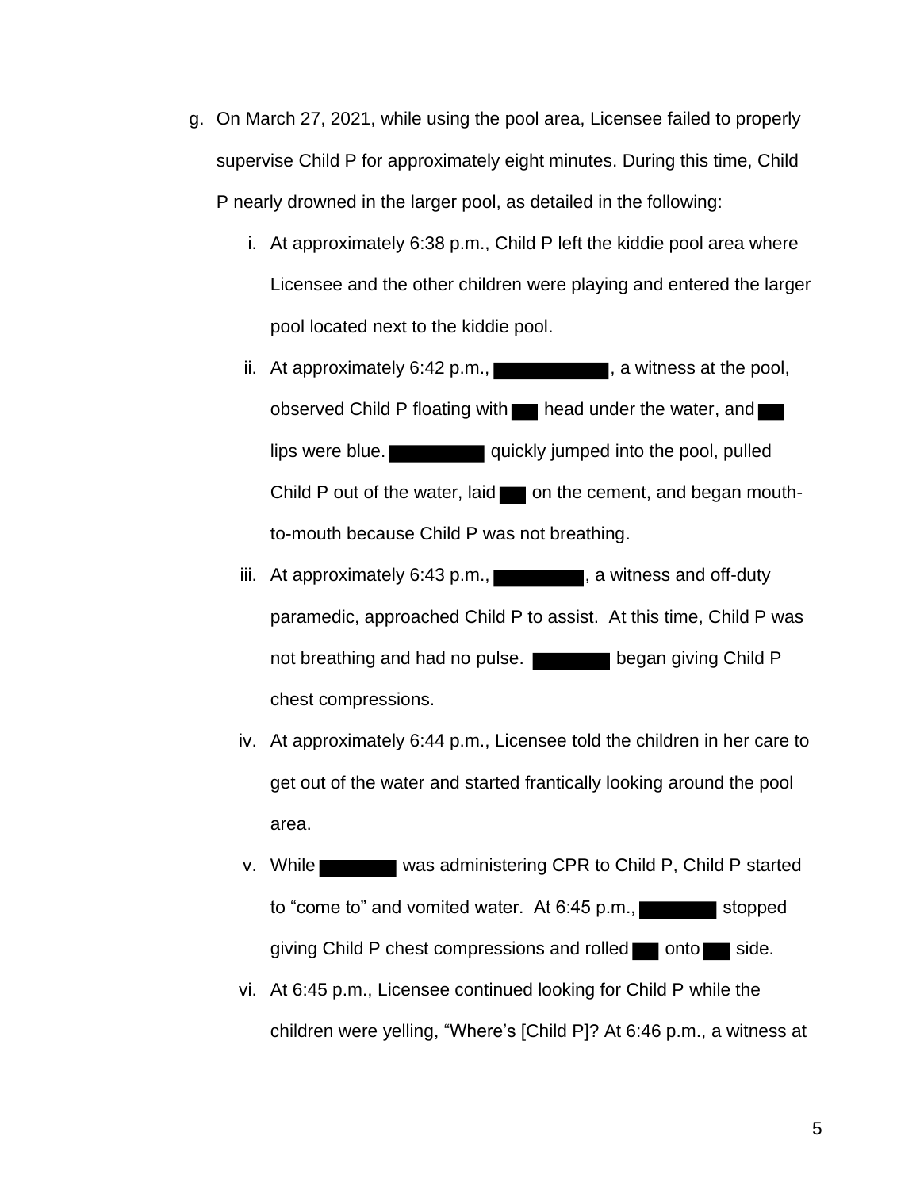g. On March 27, 2021, while using the pool area, Licensee failed to properly supervise Child P for approximately eight minutes. During this time, Child P nearly drowned in the larger pool, as detailed in the following:

   i. At approximately 6:38 p.m., Child P left the kiddie pool area where Licensee and the other children were playing and entered the larger pool located next to the kiddie pool.

   ii. At approximately 6:42 p.m., [REDACTED], a witness at the pool, observed Child P floating with [REDACTED] head under the water, and [REDACTED] lips were blue. [REDACTED] quickly jumped into the pool, pulled Child P out of the water, laid [REDACTED] on the cement, and began mouth-to-mouth because Child P was not breathing.

   iii. At approximately 6:43 p.m., [REDACTED], a witness and off-duty paramedic, approached Child P to assist. At this time, Child P was not breathing and had no pulse. [REDACTED] began giving Child P chest compressions.

   iv. At approximately 6:44 p.m., Licensee told the children in her care to get out of the water and started frantically looking around the pool area.

   v. While [REDACTED] was administering CPR to Child P, Child P started to "come to" and vomited water. At 6:45 p.m., [REDACTED] stopped giving Child P chest compressions and rolled [REDACTED] onto [REDACTED] side.

   vi. At 6:45 p.m., Licensee continued looking for Child P while the children were yelling, "Where's [Child P]? At 6:46 p.m., a witness at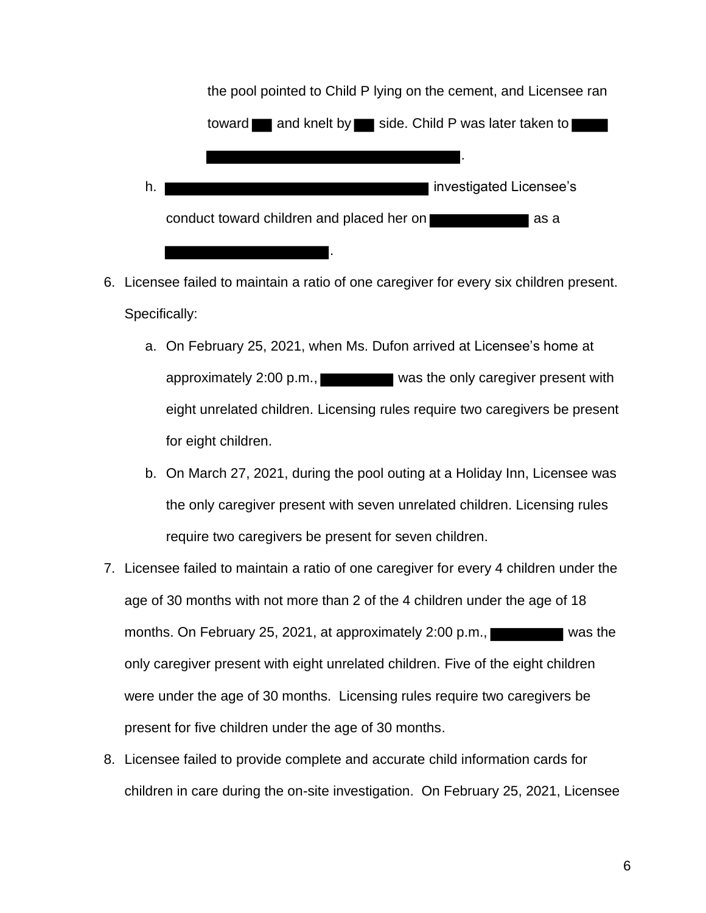the pool pointed to Child P lying on the cement, and Licensee ran toward ███ and knelt by ███ side. Child P was later taken to ████ ████████████████████████████.

h. ████████████████████████████████ investigated Licensee's conduct toward children and placed her on ██████████ as a ████████████████████.

6. Licensee failed to maintain a ratio of one caregiver for every six children present. Specifically:

   a. On February 25, 2021, when Ms. Dufon arrived at Licensee's home at approximately 2:00 p.m., ████████ was the only caregiver present with eight unrelated children. Licensing rules require two caregivers be present for eight children.

   b. On March 27, 2021, during the pool outing at a Holiday Inn, Licensee was the only caregiver present with seven unrelated children. Licensing rules require two caregivers be present for seven children.

7. Licensee failed to maintain a ratio of one caregiver for every 4 children under the age of 30 months with not more than 2 of the 4 children under the age of 18 months. On February 25, 2021, at approximately 2:00 p.m., ████████ was the only caregiver present with eight unrelated children. Five of the eight children were under the age of 30 months. Licensing rules require two caregivers be present for five children under the age of 30 months.

8. Licensee failed to provide complete and accurate child information cards for children in care during the on-site investigation. On February 25, 2021, Licensee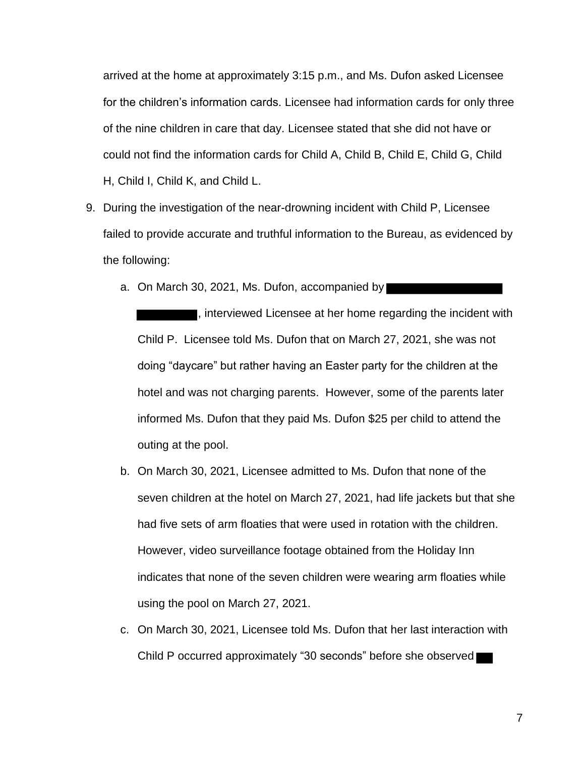arrived at the home at approximately 3:15 p.m., and Ms. Dufon asked Licensee for the children's information cards. Licensee had information cards for only three of the nine children in care that day. Licensee stated that she did not have or could not find the information cards for Child A, Child B, Child E, Child G, Child H, Child I, Child K, and Child L.

9. During the investigation of the near-drowning incident with Child P, Licensee failed to provide accurate and truthful information to the Bureau, as evidenced by the following:

   a. On March 30, 2021, Ms. Dufon, accompanied by ██████████████████ ████████, interviewed Licensee at her home regarding the incident with Child P. Licensee told Ms. Dufon that on March 27, 2021, she was not doing "daycare" but rather having an Easter party for the children at the hotel and was not charging parents. However, some of the parents later informed Ms. Dufon that they paid Ms. Dufon $25 per child to attend the outing at the pool.

   b. On March 30, 2021, Licensee admitted to Ms. Dufon that none of the seven children at the hotel on March 27, 2021, had life jackets but that she had five sets of arm floaties that were used in rotation with the children. However, video surveillance footage obtained from the Holiday Inn indicates that none of the seven children were wearing arm floaties while using the pool on March 27, 2021.

   c. On March 30, 2021, Licensee told Ms. Dufon that her last interaction with Child P occurred approximately "30 seconds" before she observed ███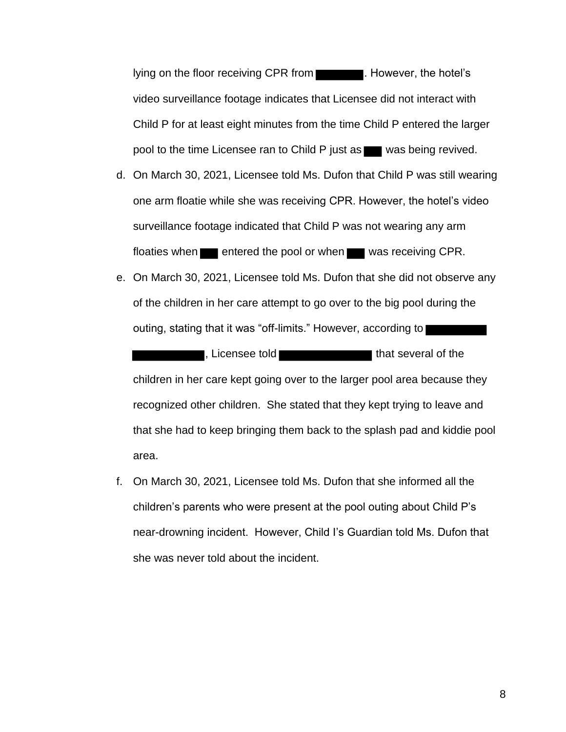lying on the floor receiving CPR from ████. However, the hotel's video surveillance footage indicates that Licensee did not interact with Child P for at least eight minutes from the time Child P entered the larger pool to the time Licensee ran to Child P just as ███ was being revived.

d. On March 30, 2021, Licensee told Ms. Dufon that Child P was still wearing one arm floatie while she was receiving CPR. However, the hotel's video surveillance footage indicated that Child P was not wearing any arm floaties when ███ entered the pool or when ███ was receiving CPR.

e. On March 30, 2021, Licensee told Ms. Dufon that she did not observe any of the children in her care attempt to go over to the big pool during the outing, stating that it was "off-limits." However, according to ██████ ██████, Licensee told ████████ that several of the children in her care kept going over to the larger pool area because they recognized other children. She stated that they kept trying to leave and that she had to keep bringing them back to the splash pad and kiddie pool area.

f. On March 30, 2021, Licensee told Ms. Dufon that she informed all the children's parents who were present at the pool outing about Child P's near-drowning incident. However, Child I's Guardian told Ms. Dufon that she was never told about the incident.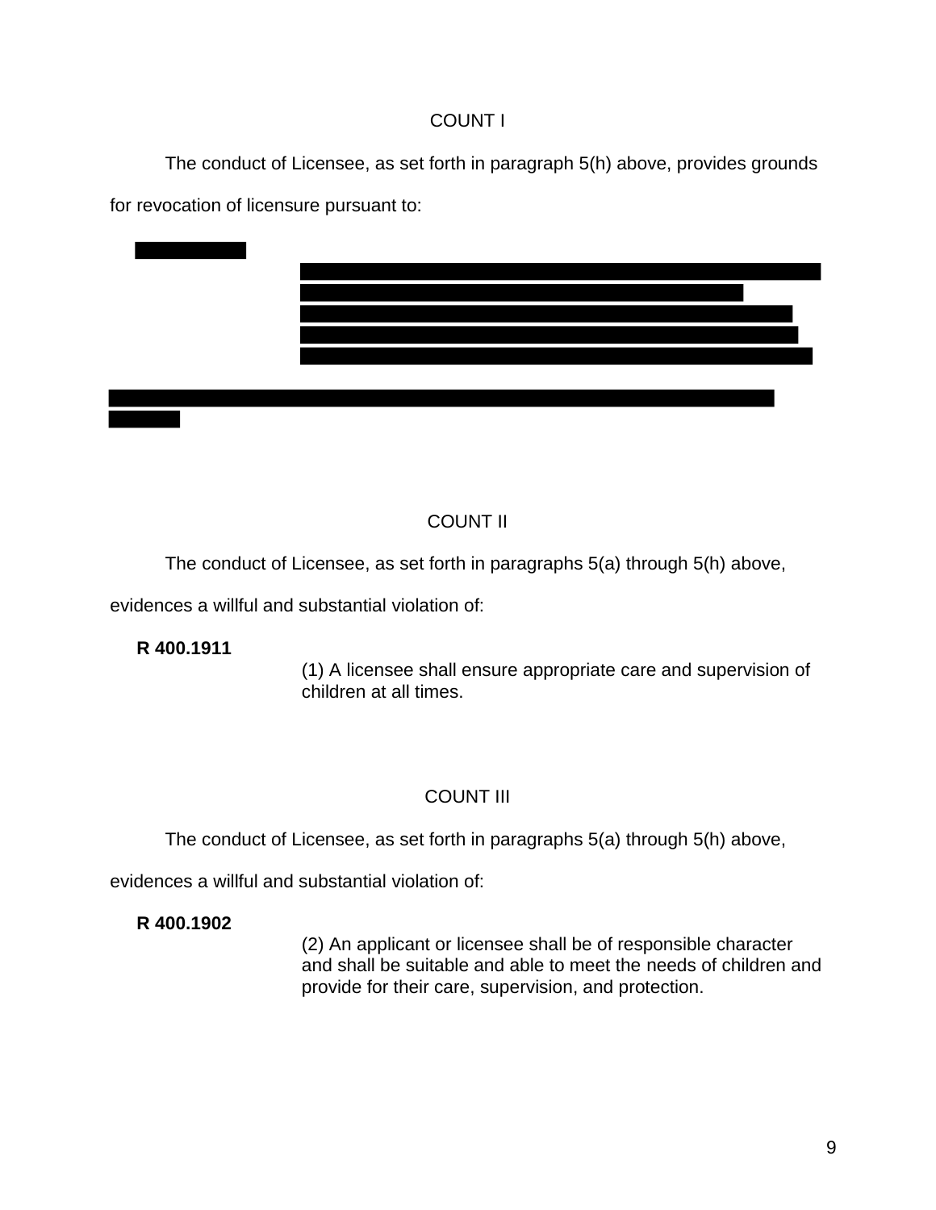COUNT I

The conduct of Licensee, as set forth in paragraph 5(h) above, provides grounds for revocation of licensure pursuant to:

COUNT II

The conduct of Licensee, as set forth in paragraphs 5(a) through 5(h) above, evidences a willful and substantial violation of:

**R 400.1911**

(1) A licensee shall ensure appropriate care and supervision of children at all times.

COUNT III

The conduct of Licensee, as set forth in paragraphs 5(a) through 5(h) above, evidences a willful and substantial violation of:

**R 400.1902**

(2) An applicant or licensee shall be of responsible character and shall be suitable and able to meet the needs of children and provide for their care, supervision, and protection.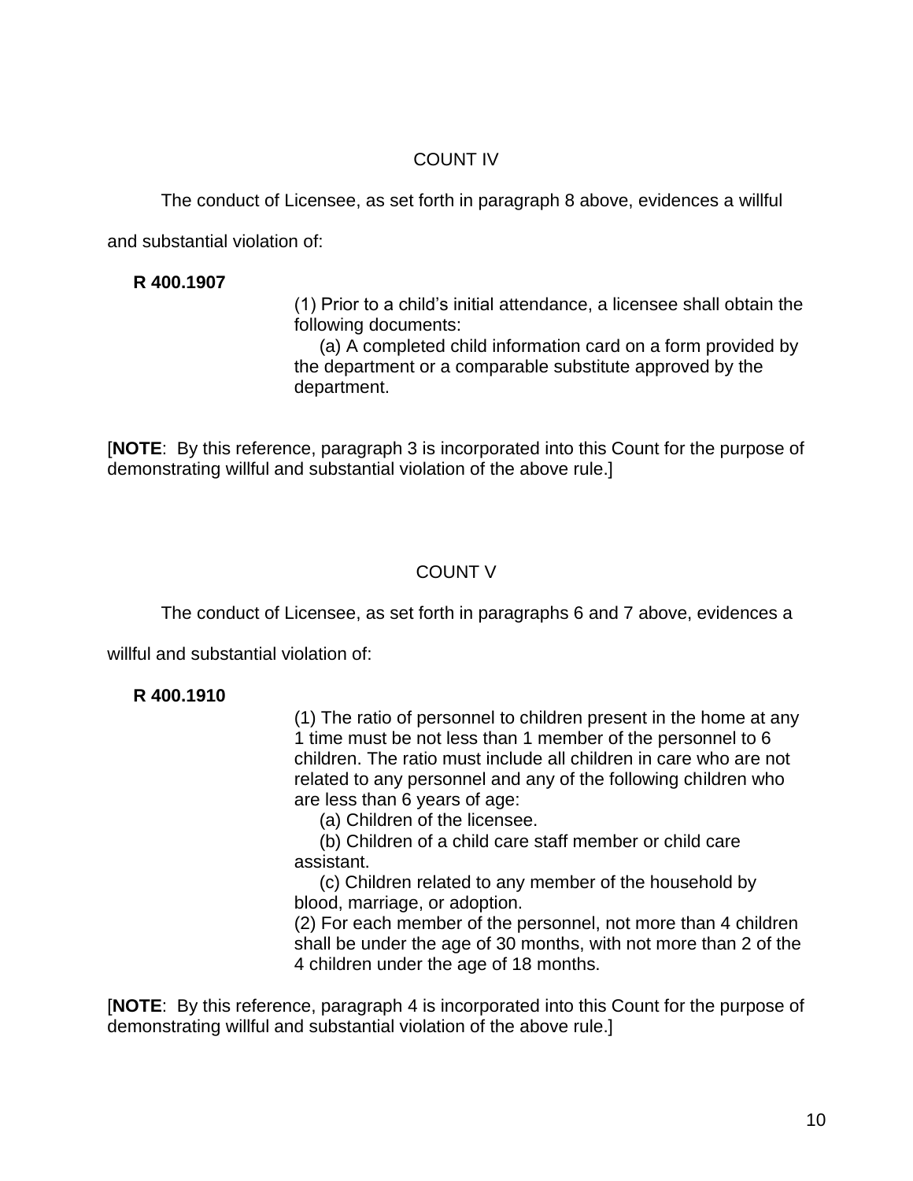## COUNT IV

The conduct of Licensee, as set forth in paragraph 8 above, evidences a willful and substantial violation of:

**R 400.1907**

(1) Prior to a child's initial attendance, a licensee shall obtain the following documents:

(a) A completed child information card on a form provided by the department or a comparable substitute approved by the department.

[**NOTE**: By this reference, paragraph 3 is incorporated into this Count for the purpose of demonstrating willful and substantial violation of the above rule.]

## COUNT V

The conduct of Licensee, as set forth in paragraphs 6 and 7 above, evidences a willful and substantial violation of:

**R 400.1910**

(1) The ratio of personnel to children present in the home at any 1 time must be not less than 1 member of the personnel to 6 children. The ratio must include all children in care who are not related to any personnel and any of the following children who are less than 6 years of age:

(a) Children of the licensee.

(b) Children of a child care staff member or child care assistant.

(c) Children related to any member of the household by blood, marriage, or adoption.

(2) For each member of the personnel, not more than 4 children shall be under the age of 30 months, with not more than 2 of the 4 children under the age of 18 months.

[**NOTE**: By this reference, paragraph 4 is incorporated into this Count for the purpose of demonstrating willful and substantial violation of the above rule.]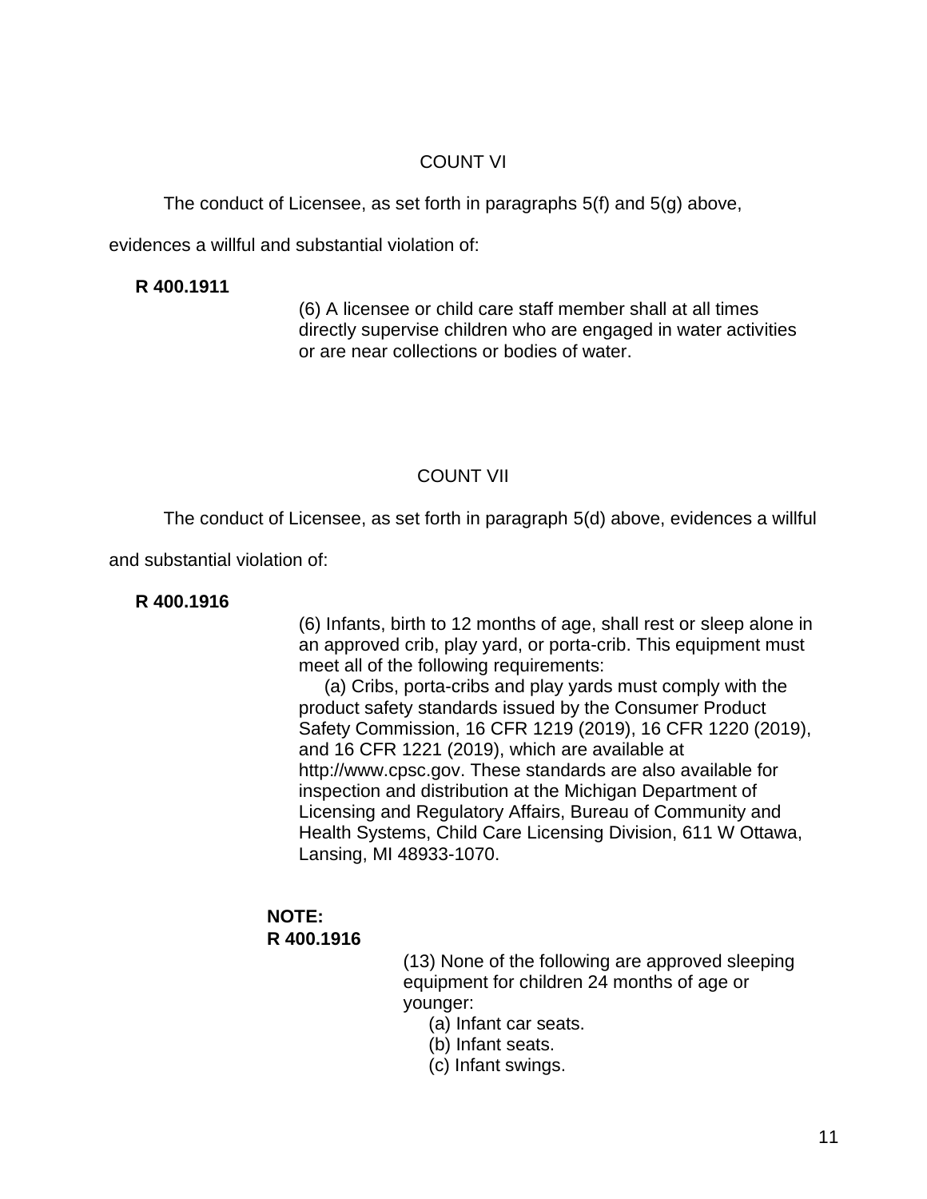## COUNT VI

The conduct of Licensee, as set forth in paragraphs 5(f) and 5(g) above, evidences a willful and substantial violation of:

**R 400.1911**

(6) A licensee or child care staff member shall at all times directly supervise children who are engaged in water activities or are near collections or bodies of water.

## COUNT VII

The conduct of Licensee, as set forth in paragraph 5(d) above, evidences a willful and substantial violation of:

**R 400.1916**

(6) Infants, birth to 12 months of age, shall rest or sleep alone in an approved crib, play yard, or porta-crib. This equipment must meet all of the following requirements:

(a) Cribs, porta-cribs and play yards must comply with the product safety standards issued by the Consumer Product Safety Commission, 16 CFR 1219 (2019), 16 CFR 1220 (2019), and 16 CFR 1221 (2019), which are available at http://www.cpsc.gov. These standards are also available for inspection and distribution at the Michigan Department of Licensing and Regulatory Affairs, Bureau of Community and Health Systems, Child Care Licensing Division, 611 W Ottawa, Lansing, MI 48933-1070.

**NOTE:**
**R 400.1916**

(13) None of the following are approved sleeping equipment for children 24 months of age or younger:

(a) Infant car seats.
(b) Infant seats.
(c) Infant swings.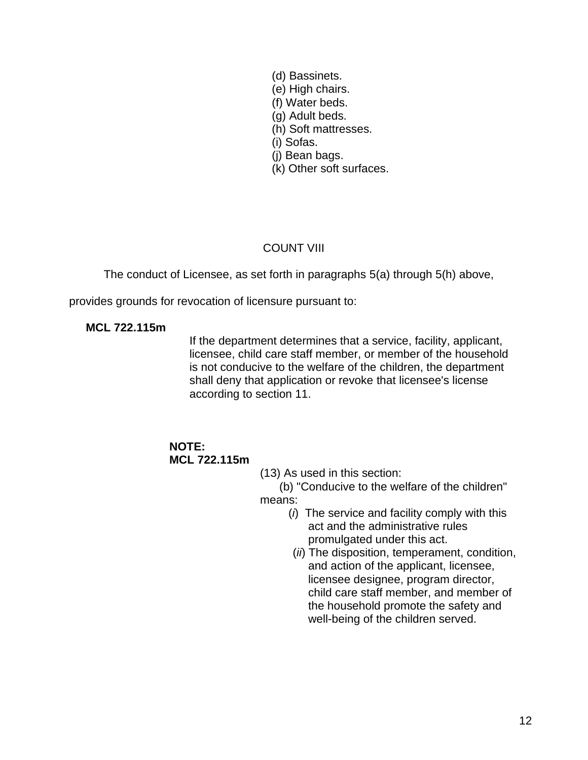(d) Bassinets.  
(e) High chairs.  
(f) Water beds.  
(g) Adult beds.  
(h) Soft mattresses.  
(i) Sofas.  
(j) Bean bags.  
(k) Other soft surfaces.

COUNT VIII

The conduct of Licensee, as set forth in paragraphs 5(a) through 5(h) above, provides grounds for revocation of licensure pursuant to:

**MCL 722.115m**

If the department determines that a service, facility, applicant, licensee, child care staff member, or member of the household is not conducive to the welfare of the children, the department shall deny that application or revoke that licensee's license according to section 11.

**NOTE:**  
**MCL 722.115m**

(13) As used in this section:

(b) "Conducive to the welfare of the children" means:

(*i*) The service and facility comply with this act and the administrative rules promulgated under this act.

(*ii*) The disposition, temperament, condition, and action of the applicant, licensee, licensee designee, program director, child care staff member, and member of the household promote the safety and well-being of the children served.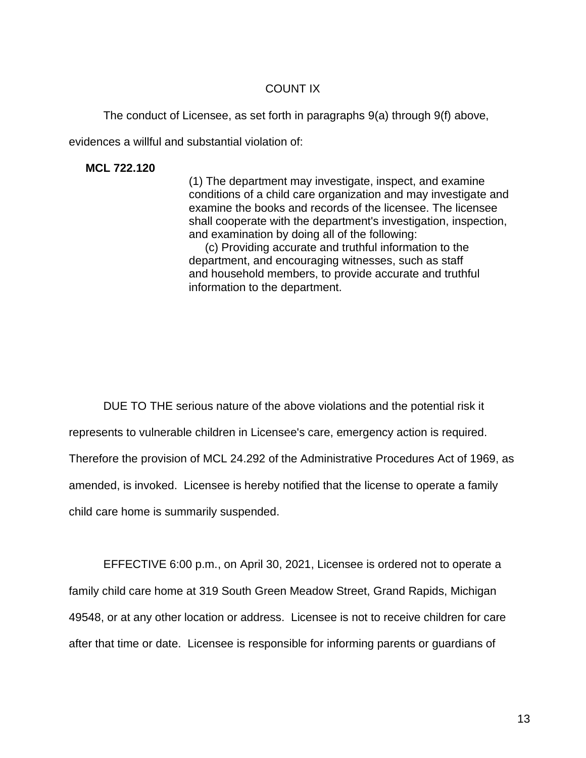COUNT IX

The conduct of Licensee, as set forth in paragraphs 9(a) through 9(f) above, evidences a willful and substantial violation of:

**MCL 722.120**

(1) The department may investigate, inspect, and examine conditions of a child care organization and may investigate and examine the books and records of the licensee. The licensee shall cooperate with the department's investigation, inspection, and examination by doing all of the following:

(c) Providing accurate and truthful information to the department, and encouraging witnesses, such as staff and household members, to provide accurate and truthful information to the department.

DUE TO THE serious nature of the above violations and the potential risk it represents to vulnerable children in Licensee's care, emergency action is required. Therefore the provision of MCL 24.292 of the Administrative Procedures Act of 1969, as amended, is invoked. Licensee is hereby notified that the license to operate a family child care home is summarily suspended.

EFFECTIVE 6:00 p.m., on April 30, 2021, Licensee is ordered not to operate a family child care home at 319 South Green Meadow Street, Grand Rapids, Michigan 49548, or at any other location or address. Licensee is not to receive children for care after that time or date. Licensee is responsible for informing parents or guardians of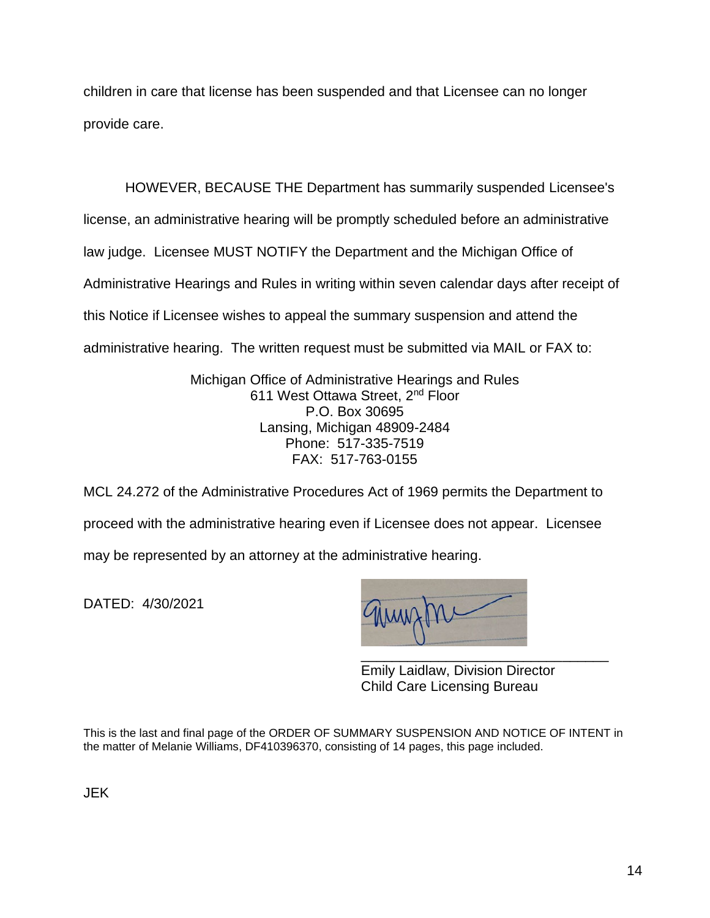children in care that license has been suspended and that Licensee can no longer provide care.

HOWEVER, BECAUSE THE Department has summarily suspended Licensee's license, an administrative hearing will be promptly scheduled before an administrative law judge. Licensee MUST NOTIFY the Department and the Michigan Office of Administrative Hearings and Rules in writing within seven calendar days after receipt of this Notice if Licensee wishes to appeal the summary suspension and attend the administrative hearing. The written request must be submitted via MAIL or FAX to:

Michigan Office of Administrative Hearings and Rules
611 West Ottawa Street, 2nd Floor
P.O. Box 30695
Lansing, Michigan 48909-2484
Phone: 517-335-7519
FAX: 517-763-0155

MCL 24.272 of the Administrative Procedures Act of 1969 permits the Department to proceed with the administrative hearing even if Licensee does not appear. Licensee may be represented by an attorney at the administrative hearing.

DATED: 4/30/2021

_________________________________
Emily Laidlaw, Division Director
Child Care Licensing Bureau

This is the last and final page of the ORDER OF SUMMARY SUSPENSION AND NOTICE OF INTENT in the matter of Melanie Williams, DF410396370, consisting of 14 pages, this page included.

JEK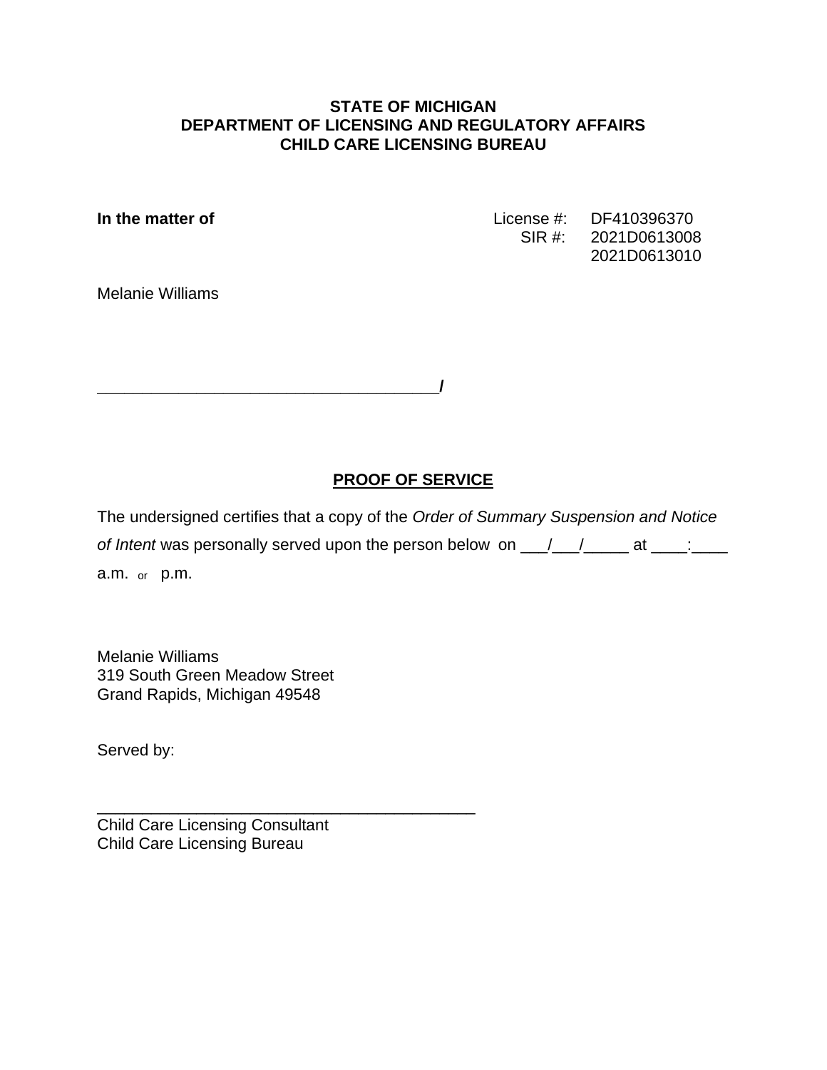**STATE OF MICHIGAN**
**DEPARTMENT OF LICENSING AND REGULATORY AFFAIRS**
**CHILD CARE LICENSING BUREAU**

**In the matter of**

License #: DF410396370
SIR #: 2021D0613008
2021D0613010

Melanie Williams

**______________________________________/**

## PROOF OF SERVICE

The undersigned certifies that a copy of the *Order of Summary Suspension and Notice of Intent* was personally served upon the person below on ___/___/_____ at ____:____ a.m. or p.m.

Melanie Williams
319 South Green Meadow Street
Grand Rapids, Michigan 49548

Served by:

____________________________________________
Child Care Licensing Consultant
Child Care Licensing Bureau